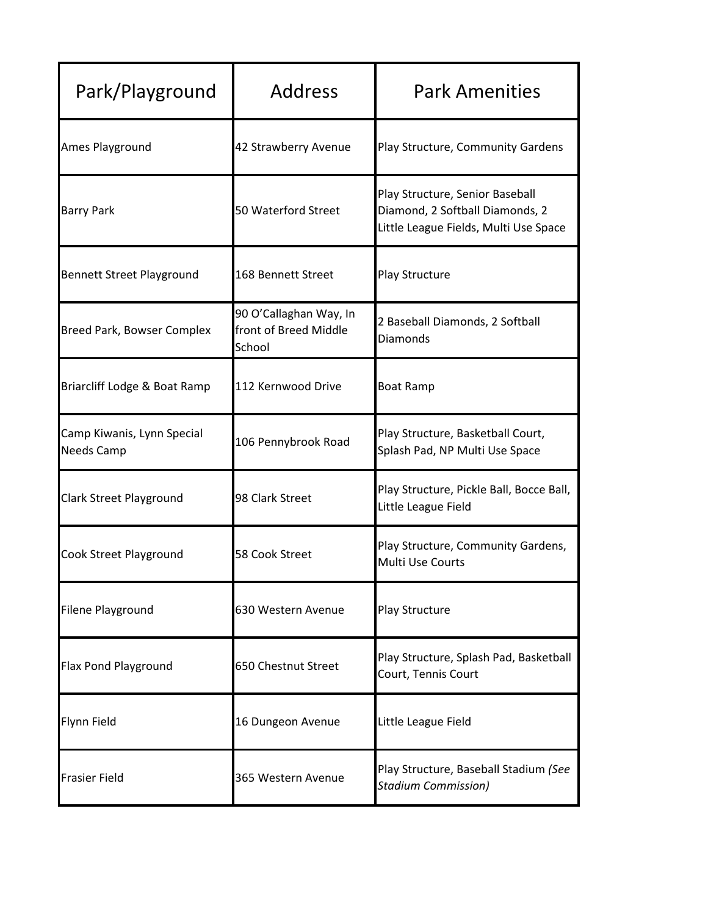| Park/Playground | Address | Park Amenities |
|---|---|---|
| Ames Playground | 42 Strawberry Avenue | Play Structure, Community Gardens |
| Barry Park | 50 Waterford Street | Play Structure, Senior Baseball Diamond, 2 Softball Diamonds, 2 Little League Fields, Multi Use Space |
| Bennett Street Playground | 168 Bennett Street | Play Structure |
| Breed Park, Bowser Complex | 90 O'Callaghan Way, In front of Breed Middle School | 2 Baseball Diamonds, 2 Softball Diamonds |
| Briarcliff Lodge & Boat Ramp | 112 Kernwood Drive | Boat Ramp |
| Camp Kiwanis, Lynn Special Needs Camp | 106 Pennybrook Road | Play Structure, Basketball Court, Splash Pad, NP Multi Use Space |
| Clark Street Playground | 98 Clark Street | Play Structure, Pickle Ball, Bocce Ball, Little League Field |
| Cook Street Playground | 58 Cook Street | Play Structure, Community Gardens, Multi Use Courts |
| Filene Playground | 630 Western Avenue | Play Structure |
| Flax Pond Playground | 650 Chestnut Street | Play Structure, Splash Pad, Basketball Court, Tennis Court |
| Flynn Field | 16 Dungeon Avenue | Little League Field |
| Frasier Field | 365 Western Avenue | Play Structure, Baseball Stadium *(See Stadium Commission)* |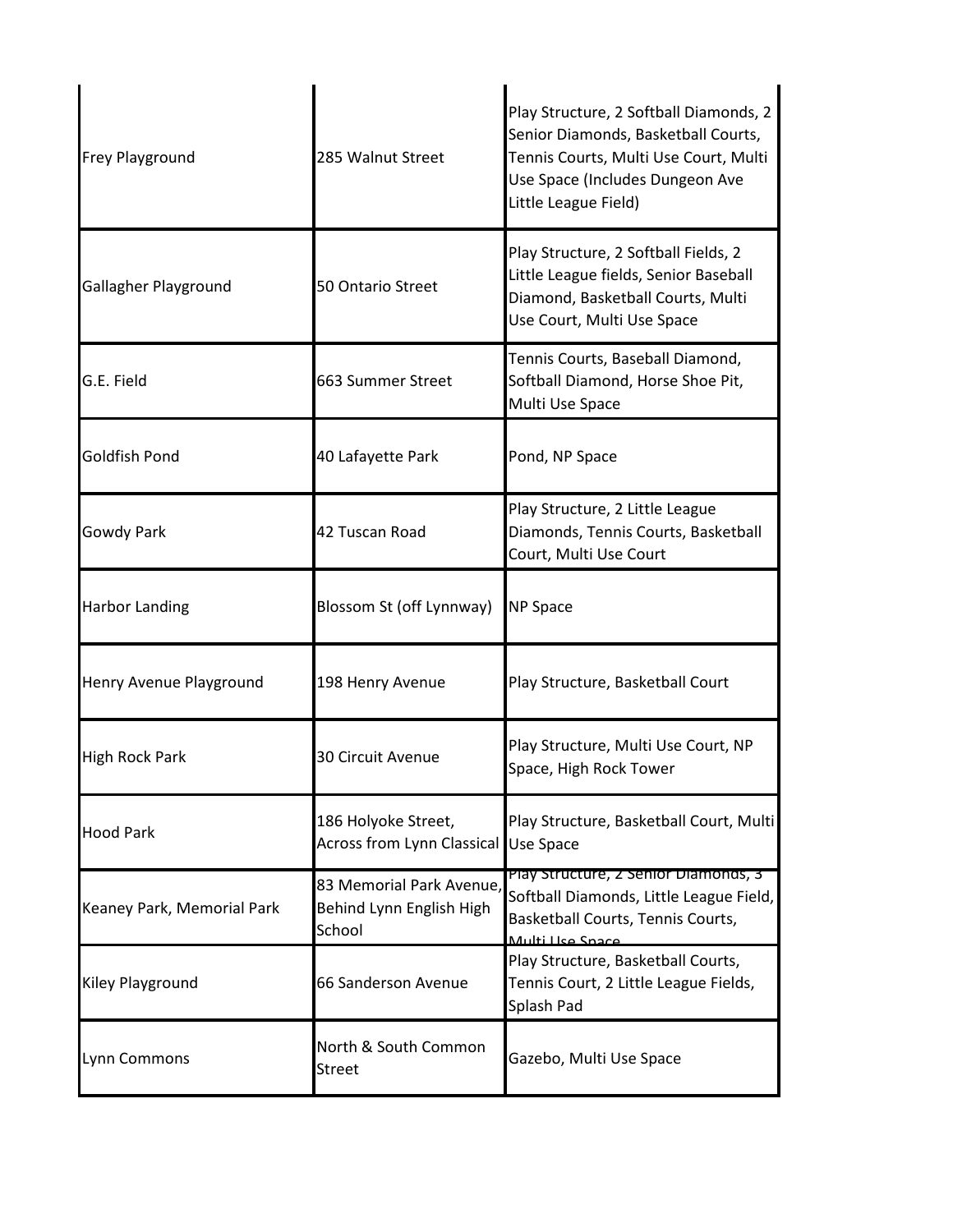| | | |
|---|---|---|
| Frey Playground | 285 Walnut Street | Play Structure, 2 Softball Diamonds, 2 Senior Diamonds, Basketball Courts, Tennis Courts, Multi Use Court, Multi Use Space (Includes Dungeon Ave Little League Field) |
| Gallagher Playground | 50 Ontario Street | Play Structure, 2 Softball Fields, 2 Little League fields, Senior Baseball Diamond, Basketball Courts, Multi Use Court, Multi Use Space |
| G.E. Field | 663 Summer Street | Tennis Courts, Baseball Diamond, Softball Diamond, Horse Shoe Pit, Multi Use Space |
| Goldfish Pond | 40 Lafayette Park | Pond, NP Space |
| Gowdy Park | 42 Tuscan Road | Play Structure, 2 Little League Diamonds, Tennis Courts, Basketball Court, Multi Use Court |
| Harbor Landing | Blossom St (off Lynnway) | NP Space |
| Henry Avenue Playground | 198 Henry Avenue | Play Structure, Basketball Court |
| High Rock Park | 30 Circuit Avenue | Play Structure, Multi Use Court, NP Space, High Rock Tower |
| Hood Park | 186 Holyoke Street, Across from Lynn Classical | Play Structure, Basketball Court, Multi Use Space |
| Keaney Park, Memorial Park | 83 Memorial Park Avenue, Behind Lynn English High School | Play Structure, 2 Senior Diamonds, 3 Softball Diamonds, Little League Field, Basketball Courts, Tennis Courts, Multi Use Space |
| Kiley Playground | 66 Sanderson Avenue | Play Structure, Basketball Courts, Tennis Court, 2 Little League Fields, Splash Pad |
| Lynn Commons | North & South Common Street | Gazebo, Multi Use Space |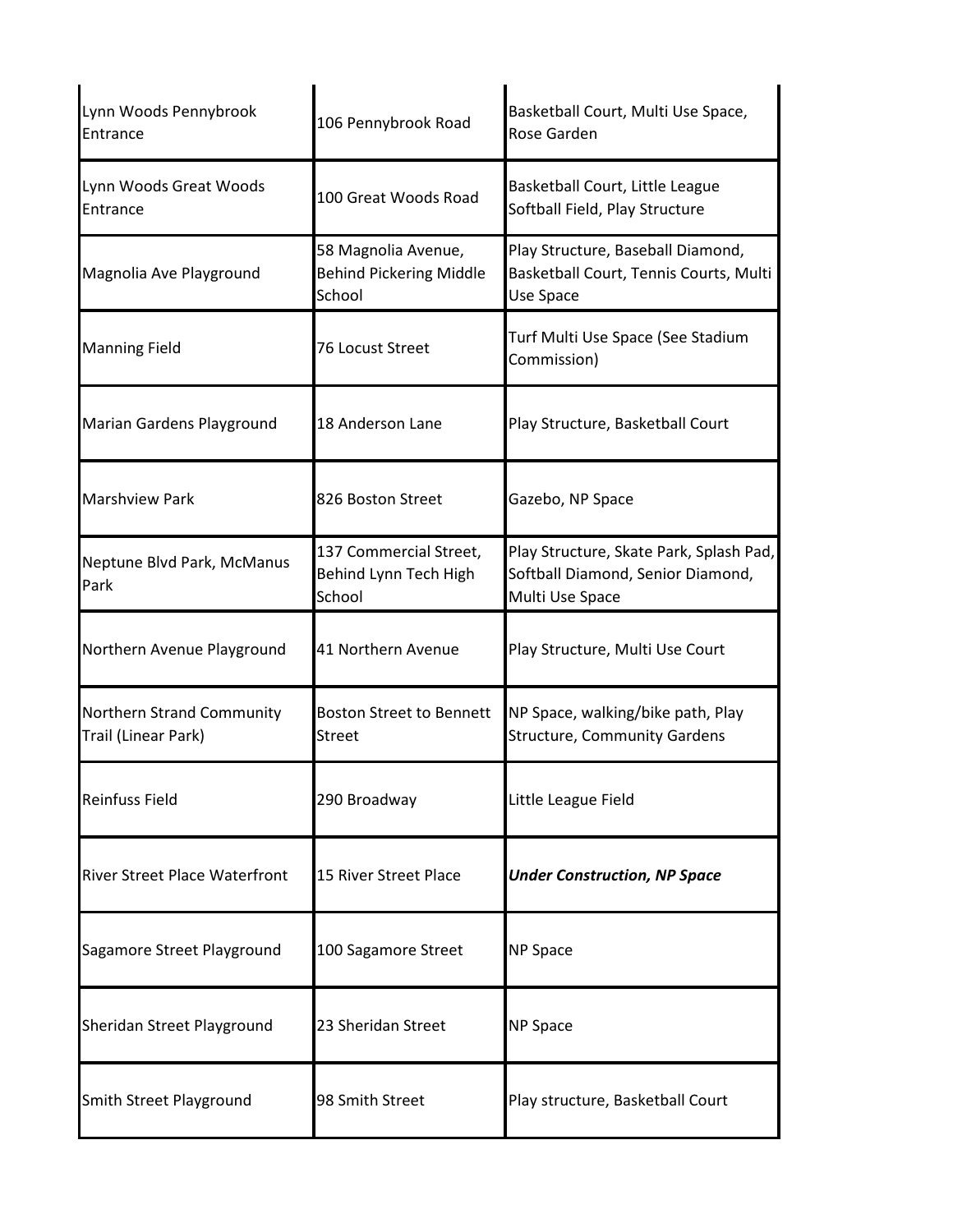| | | |
|---|---|---|
| Lynn Woods Pennybrook Entrance | 106 Pennybrook Road | Basketball Court, Multi Use Space, Rose Garden |
| Lynn Woods Great Woods Entrance | 100 Great Woods Road | Basketball Court, Little League Softball Field, Play Structure |
| Magnolia Ave Playground | 58 Magnolia Avenue, Behind Pickering Middle School | Play Structure, Baseball Diamond, Basketball Court, Tennis Courts, Multi Use Space |
| Manning Field | 76 Locust Street | Turf Multi Use Space (See Stadium Commission) |
| Marian Gardens Playground | 18 Anderson Lane | Play Structure, Basketball Court |
| Marshview Park | 826 Boston Street | Gazebo, NP Space |
| Neptune Blvd Park, McManus Park | 137 Commercial Street, Behind Lynn Tech High School | Play Structure, Skate Park, Splash Pad, Softball Diamond, Senior Diamond, Multi Use Space |
| Northern Avenue Playground | 41 Northern Avenue | Play Structure, Multi Use Court |
| Northern Strand Community Trail (Linear Park) | Boston Street to Bennett Street | NP Space, walking/bike path, Play Structure, Community Gardens |
| Reinfuss Field | 290 Broadway | Little League Field |
| River Street Place Waterfront | 15 River Street Place | ***Under Construction, NP Space*** |
| Sagamore Street Playground | 100 Sagamore Street | NP Space |
| Sheridan Street Playground | 23 Sheridan Street | NP Space |
| Smith Street Playground | 98 Smith Street | Play structure, Basketball Court |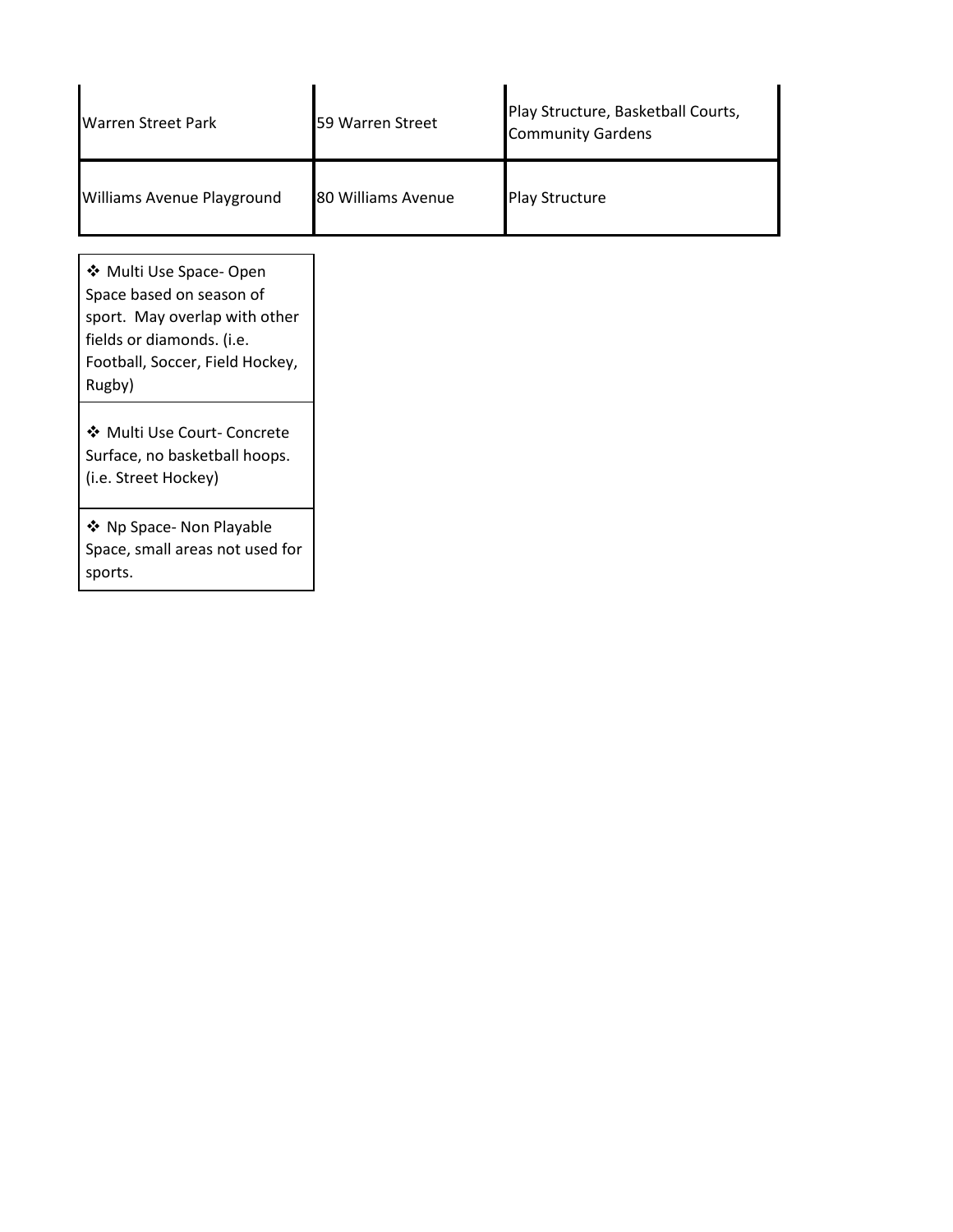| | | |
|---|---|---|
| Warren Street Park | 59 Warren Street | Play Structure, Basketball Courts, Community Gardens |
| Williams Avenue Playground | 80 Williams Avenue | Play Structure |

| |
|---|
| ❖ Multi Use Space- Open Space based on season of sport. May overlap with other fields or diamonds. (i.e. Football, Soccer, Field Hockey, Rugby) |
| ❖ Multi Use Court- Concrete Surface, no basketball hoops. (i.e. Street Hockey) |
| ❖ Np Space- Non Playable Space, small areas not used for sports. |